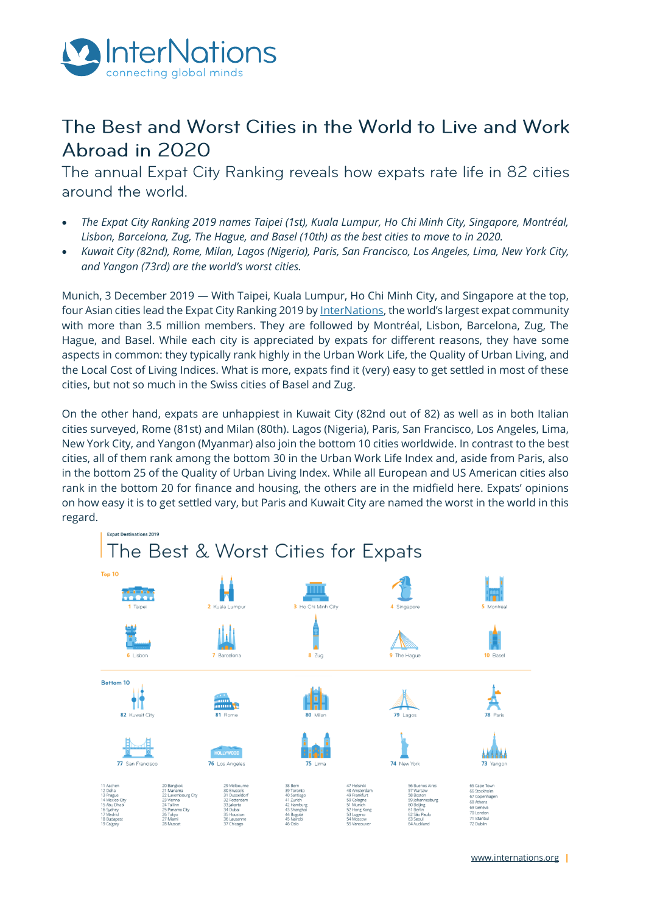# The Best and Worst Cities in the World to Live and Work Abroad in 2020

## The annual Expat City Ranking reveals how expats rate life in 82 cities around the world.

- *The Expat City Ranking 2019 names Taipei (1st), Kuala Lumpur, Ho Chi Minh City, Singapore, Montréal, Lisbon, Barcelona, Zug, The Hague, and Basel (10th) as the best cities to move to in 2020.*
- *Kuwait City (82nd), Rome, Milan, Lagos (Nigeria), Paris, San Francisco, Los Angeles, Lima, New York City, and Yangon (73rd) are the world's worst cities.*

Munich, 3 December 2019 — With Taipei, Kuala Lumpur, Ho Chi Minh City, and Singapore at the top, four Asian cities lead the Expat City Ranking 2019 by InterNations, the world's largest expat community with more than 3.5 million members. They are followed by Montréal, Lisbon, Barcelona, Zug, The Hague, and Basel. While each city is appreciated by expats for different reasons, they have some aspects in common: they typically rank highly in the Urban Work Life, the Quality of Urban Living, and the Local Cost of Living Indices. What is more, expats find it (very) easy to get settled in most of these cities, but not so much in the Swiss cities of Basel and Zug.

On the other hand, expats are unhappiest in Kuwait City (82nd out of 82) as well as in both Italian cities surveyed, Rome (81st) and Milan (80th). Lagos (Nigeria), Paris, San Francisco, Los Angeles, Lima, New York City, and Yangon (Myanmar) also join the bottom 10 cities worldwide. In contrast to the best cities, all of them rank among the bottom 30 in the Urban Work Life Index and, aside from Paris, also in the bottom 25 of the Quality of Urban Living Index. While all European and US American cities also rank in the bottom 20 for finance and housing, the others are in the midfield here. Expats' opinions on how easy it is to get settled vary, but Paris and Kuwait City are named the worst in the world in this regard.

Expat Destinations 2019

### The Best & Worst Cities for Expats

**Top 10**

1 Taipei, 2 Kuala Lumpur, 3 Ho Chi Minh City, 4 Singapore, 5 Montréal, 6 Lisbon, 7 Barcelona, 8 Zug, 9 The Hague, 10 Basel

**Bottom 10**

82 Kuwait City, 81 Rome, 80 Milan, 79 Lagos, 78 Paris, 77 San Francisco, 76 Los Angeles, 75 Lima, 74 New York, 73 Yangon

11 Aachen
12 Doha
13 Prague
14 Mexico City
15 Abu Dhabi
16 Sydney
17 Madrid
18 Budapest
19 Calgary
20 Bangkok
21 Manama
22 Luxembourg City
23 Vienna
24 Tallinn
25 Panama City
26 Tokyo
27 Miami
28 Muscat
29 Melbourne
30 Brussels
31 Dusseldorf
32 Rotterdam
33 Jakarta
34 Dubai
35 Houston
36 Lausanne
37 Chicago
38 Bern
39 Toronto
40 Santiago
41 Zurich
42 Hamburg
43 Shanghai
44 Bogota
45 Nairobi
46 Oslo
47 Helsinki
48 Amsterdam
49 Frankfurt
50 Cologne
51 Munich
52 Hong Kong
53 Lugano
54 Moscow
55 Vancouver
56 Buenos Aires
57 Warsaw
58 Boston
59 Johannesburg
60 Beijing
61 Berlin
62 São Paulo
63 Seoul
64 Auckland
65 Cape Town
66 Stockholm
67 Copenhagen
68 Athens
69 Geneva
70 London
71 Istanbul
72 Dublin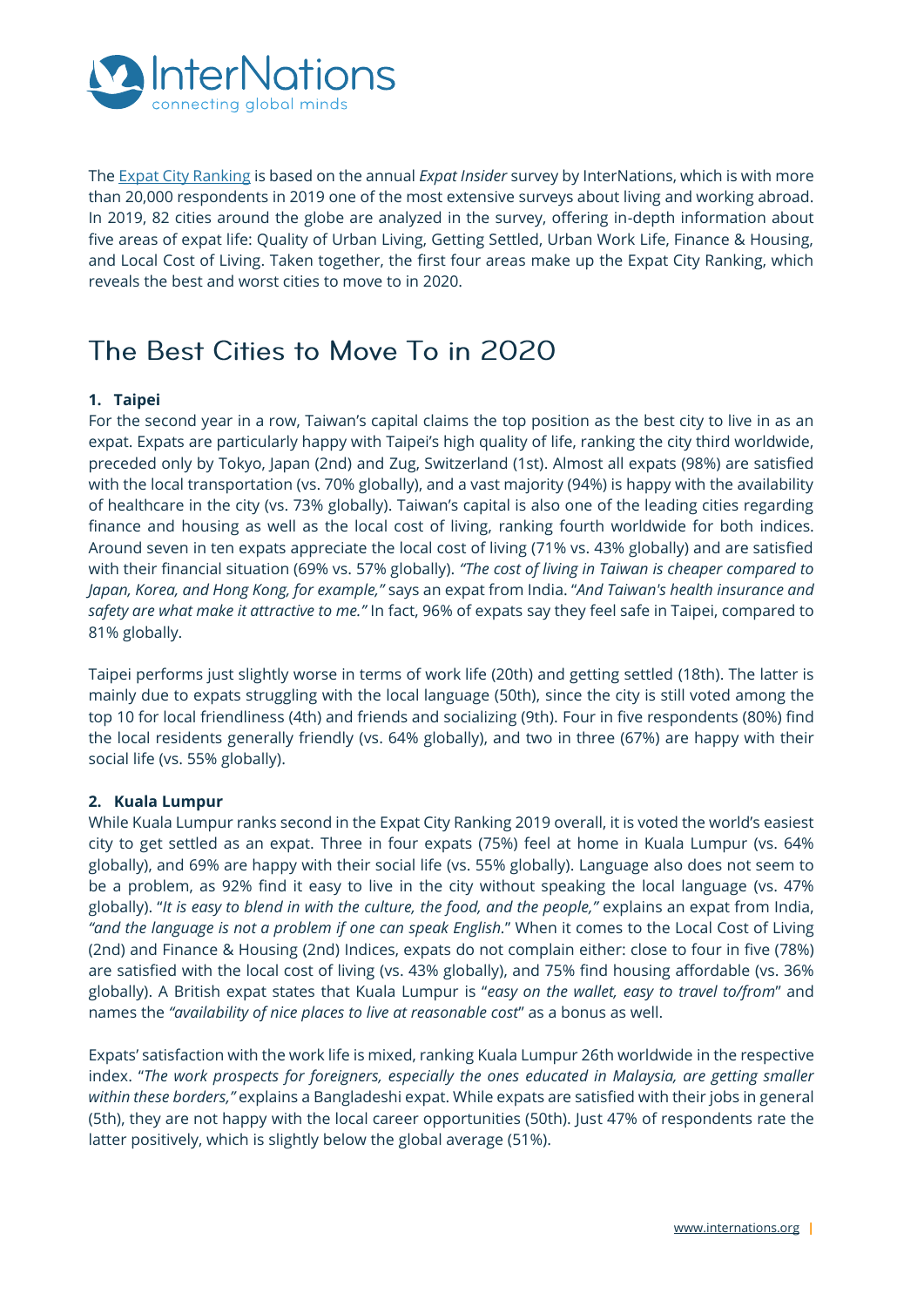The [Expat City Ranking] is based on the annual *Expat Insider* survey by InterNations, which is with more than 20,000 respondents in 2019 one of the most extensive surveys about living and working abroad. In 2019, 82 cities around the globe are analyzed in the survey, offering in-depth information about five areas of expat life: Quality of Urban Living, Getting Settled, Urban Work Life, Finance & Housing, and Local Cost of Living. Taken together, the first four areas make up the Expat City Ranking, which reveals the best and worst cities to move to in 2020.

# The Best Cities to Move To in 2020

**1. Taipei**

For the second year in a row, Taiwan's capital claims the top position as the best city to live in as an expat. Expats are particularly happy with Taipei's high quality of life, ranking the city third worldwide, preceded only by Tokyo, Japan (2nd) and Zug, Switzerland (1st). Almost all expats (98%) are satisfied with the local transportation (vs. 70% globally), and a vast majority (94%) is happy with the availability of healthcare in the city (vs. 73% globally). Taiwan's capital is also one of the leading cities regarding finance and housing as well as the local cost of living, ranking fourth worldwide for both indices. Around seven in ten expats appreciate the local cost of living (71% vs. 43% globally) and are satisfied with their financial situation (69% vs. 57% globally). *"The cost of living in Taiwan is cheaper compared to Japan, Korea, and Hong Kong, for example,"* says an expat from India. "*And Taiwan's health insurance and safety are what make it attractive to me."* In fact, 96% of expats say they feel safe in Taipei, compared to 81% globally.

Taipei performs just slightly worse in terms of work life (20th) and getting settled (18th). The latter is mainly due to expats struggling with the local language (50th), since the city is still voted among the top 10 for local friendliness (4th) and friends and socializing (9th). Four in five respondents (80%) find the local residents generally friendly (vs. 64% globally), and two in three (67%) are happy with their social life (vs. 55% globally).

**2. Kuala Lumpur**

While Kuala Lumpur ranks second in the Expat City Ranking 2019 overall, it is voted the world's easiest city to get settled as an expat. Three in four expats (75%) feel at home in Kuala Lumpur (vs. 64% globally), and 69% are happy with their social life (vs. 55% globally). Language also does not seem to be a problem, as 92% find it easy to live in the city without speaking the local language (vs. 47% globally). "*It is easy to blend in with the culture, the food, and the people,"* explains an expat from India, *"and the language is not a problem if one can speak English.*" When it comes to the Local Cost of Living (2nd) and Finance & Housing (2nd) Indices, expats do not complain either: close to four in five (78%) are satisfied with the local cost of living (vs. 43% globally), and 75% find housing affordable (vs. 36% globally). A British expat states that Kuala Lumpur is "*easy on the wallet, easy to travel to/from*" and names the *"availability of nice places to live at reasonable cost*" as a bonus as well.

Expats' satisfaction with the work life is mixed, ranking Kuala Lumpur 26th worldwide in the respective index. "*The work prospects for foreigners, especially the ones educated in Malaysia, are getting smaller within these borders,"* explains a Bangladeshi expat. While expats are satisfied with their jobs in general (5th), they are not happy with the local career opportunities (50th). Just 47% of respondents rate the latter positively, which is slightly below the global average (51%).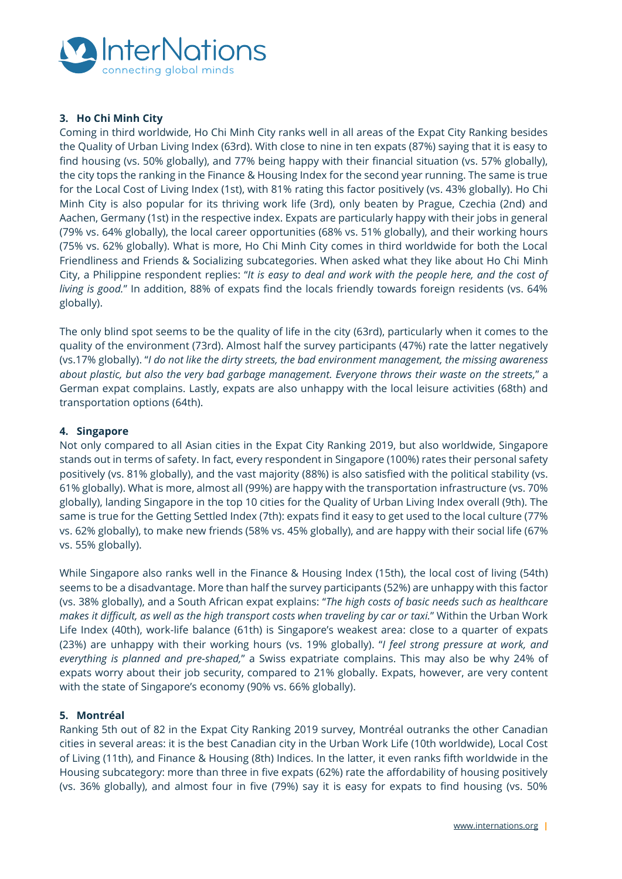### 3. Ho Chi Minh City

Coming in third worldwide, Ho Chi Minh City ranks well in all areas of the Expat City Ranking besides the Quality of Urban Living Index (63rd). With close to nine in ten expats (87%) saying that it is easy to find housing (vs. 50% globally), and 77% being happy with their financial situation (vs. 57% globally), the city tops the ranking in the Finance & Housing Index for the second year running. The same is true for the Local Cost of Living Index (1st), with 81% rating this factor positively (vs. 43% globally). Ho Chi Minh City is also popular for its thriving work life (3rd), only beaten by Prague, Czechia (2nd) and Aachen, Germany (1st) in the respective index. Expats are particularly happy with their jobs in general (79% vs. 64% globally), the local career opportunities (68% vs. 51% globally), and their working hours (75% vs. 62% globally). What is more, Ho Chi Minh City comes in third worldwide for both the Local Friendliness and Friends & Socializing subcategories. When asked what they like about Ho Chi Minh City, a Philippine respondent replies: "*It is easy to deal and work with the people here, and the cost of living is good.*" In addition, 88% of expats find the locals friendly towards foreign residents (vs. 64% globally).

The only blind spot seems to be the quality of life in the city (63rd), particularly when it comes to the quality of the environment (73rd). Almost half the survey participants (47%) rate the latter negatively (vs.17% globally). "*I do not like the dirty streets, the bad environment management, the missing awareness about plastic, but also the very bad garbage management. Everyone throws their waste on the streets,*" a German expat complains. Lastly, expats are also unhappy with the local leisure activities (68th) and transportation options (64th).

### 4. Singapore

Not only compared to all Asian cities in the Expat City Ranking 2019, but also worldwide, Singapore stands out in terms of safety. In fact, every respondent in Singapore (100%) rates their personal safety positively (vs. 81% globally), and the vast majority (88%) is also satisfied with the political stability (vs. 61% globally). What is more, almost all (99%) are happy with the transportation infrastructure (vs. 70% globally), landing Singapore in the top 10 cities for the Quality of Urban Living Index overall (9th). The same is true for the Getting Settled Index (7th): expats find it easy to get used to the local culture (77% vs. 62% globally), to make new friends (58% vs. 45% globally), and are happy with their social life (67% vs. 55% globally).

While Singapore also ranks well in the Finance & Housing Index (15th), the local cost of living (54th) seems to be a disadvantage. More than half the survey participants (52%) are unhappy with this factor (vs. 38% globally), and a South African expat explains: "*The high costs of basic needs such as healthcare makes it difficult, as well as the high transport costs when traveling by car or taxi.*" Within the Urban Work Life Index (40th), work-life balance (61th) is Singapore's weakest area: close to a quarter of expats (23%) are unhappy with their working hours (vs. 19% globally). "*I feel strong pressure at work, and everything is planned and pre-shaped,*" a Swiss expatriate complains. This may also be why 24% of expats worry about their job security, compared to 21% globally. Expats, however, are very content with the state of Singapore's economy (90% vs. 66% globally).

### 5. Montréal

Ranking 5th out of 82 in the Expat City Ranking 2019 survey, Montréal outranks the other Canadian cities in several areas: it is the best Canadian city in the Urban Work Life (10th worldwide), Local Cost of Living (11th), and Finance & Housing (8th) Indices. In the latter, it even ranks fifth worldwide in the Housing subcategory: more than three in five expats (62%) rate the affordability of housing positively (vs. 36% globally), and almost four in five (79%) say it is easy for expats to find housing (vs. 50%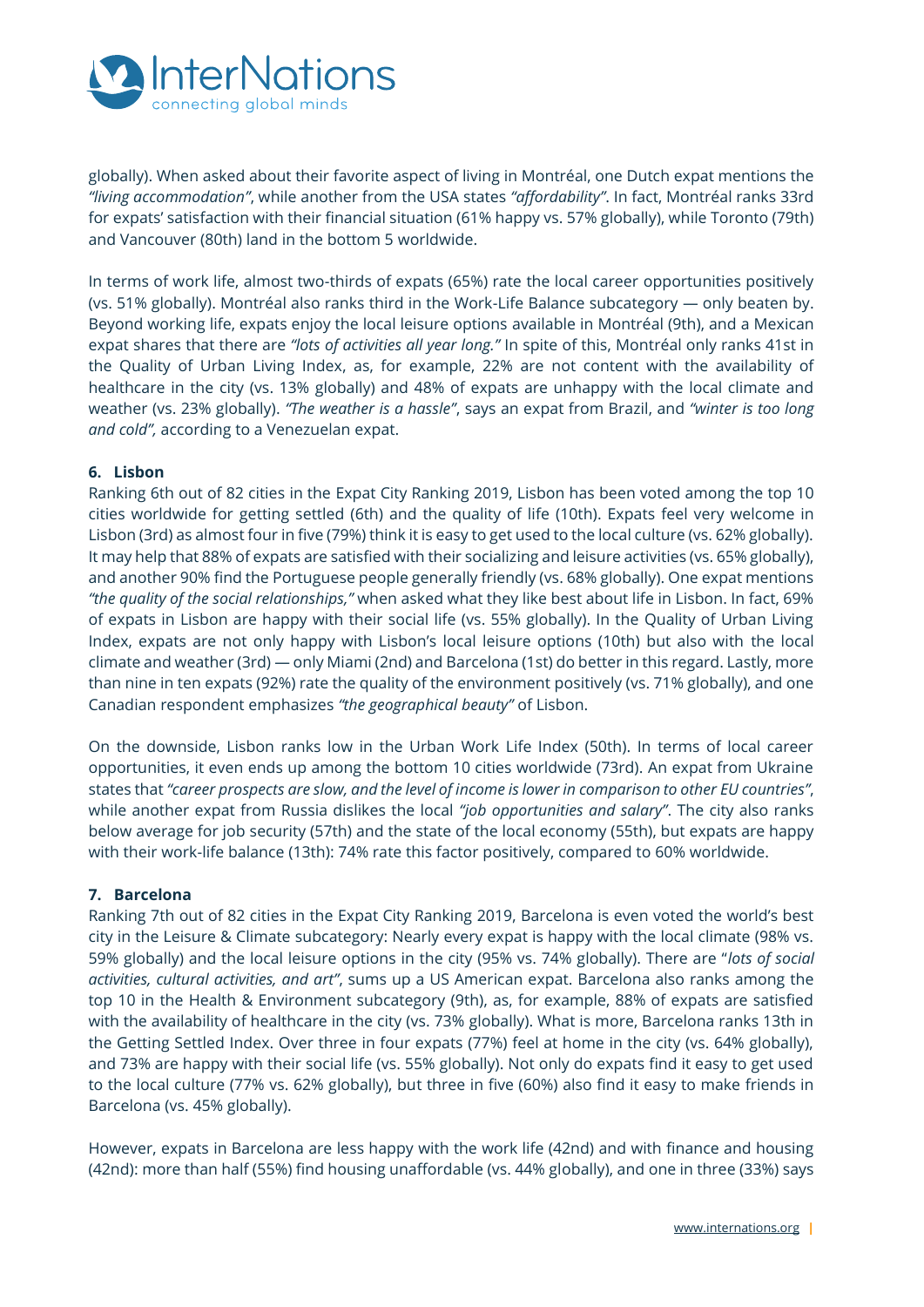globally). When asked about their favorite aspect of living in Montréal, one Dutch expat mentions the *"living accommodation"*, while another from the USA states *"affordability"*. In fact, Montréal ranks 33rd for expats' satisfaction with their financial situation (61% happy vs. 57% globally), while Toronto (79th) and Vancouver (80th) land in the bottom 5 worldwide.

In terms of work life, almost two-thirds of expats (65%) rate the local career opportunities positively (vs. 51% globally). Montréal also ranks third in the Work-Life Balance subcategory — only beaten by. Beyond working life, expats enjoy the local leisure options available in Montréal (9th), and a Mexican expat shares that there are *"lots of activities all year long."* In spite of this, Montréal only ranks 41st in the Quality of Urban Living Index, as, for example, 22% are not content with the availability of healthcare in the city (vs. 13% globally) and 48% of expats are unhappy with the local climate and weather (vs. 23% globally). *"The weather is a hassle"*, says an expat from Brazil, and *"winter is too long and cold",* according to a Venezuelan expat.

**6. Lisbon**

Ranking 6th out of 82 cities in the Expat City Ranking 2019, Lisbon has been voted among the top 10 cities worldwide for getting settled (6th) and the quality of life (10th). Expats feel very welcome in Lisbon (3rd) as almost four in five (79%) think it is easy to get used to the local culture (vs. 62% globally). It may help that 88% of expats are satisfied with their socializing and leisure activities (vs. 65% globally), and another 90% find the Portuguese people generally friendly (vs. 68% globally). One expat mentions *"the quality of the social relationships,"* when asked what they like best about life in Lisbon. In fact, 69% of expats in Lisbon are happy with their social life (vs. 55% globally). In the Quality of Urban Living Index, expats are not only happy with Lisbon's local leisure options (10th) but also with the local climate and weather (3rd) — only Miami (2nd) and Barcelona (1st) do better in this regard. Lastly, more than nine in ten expats (92%) rate the quality of the environment positively (vs. 71% globally), and one Canadian respondent emphasizes *"the geographical beauty"* of Lisbon.

On the downside, Lisbon ranks low in the Urban Work Life Index (50th). In terms of local career opportunities, it even ends up among the bottom 10 cities worldwide (73rd). An expat from Ukraine states that *"career prospects are slow, and the level of income is lower in comparison to other EU countries"*, while another expat from Russia dislikes the local *"job opportunities and salary"*. The city also ranks below average for job security (57th) and the state of the local economy (55th), but expats are happy with their work-life balance (13th): 74% rate this factor positively, compared to 60% worldwide.

**7. Barcelona**

Ranking 7th out of 82 cities in the Expat City Ranking 2019, Barcelona is even voted the world's best city in the Leisure & Climate subcategory: Nearly every expat is happy with the local climate (98% vs. 59% globally) and the local leisure options in the city (95% vs. 74% globally). There are "*lots of social activities, cultural activities, and art*", sums up a US American expat. Barcelona also ranks among the top 10 in the Health & Environment subcategory (9th), as, for example, 88% of expats are satisfied with the availability of healthcare in the city (vs. 73% globally). What is more, Barcelona ranks 13th in the Getting Settled Index. Over three in four expats (77%) feel at home in the city (vs. 64% globally), and 73% are happy with their social life (vs. 55% globally). Not only do expats find it easy to get used to the local culture (77% vs. 62% globally), but three in five (60%) also find it easy to make friends in Barcelona (vs. 45% globally).

However, expats in Barcelona are less happy with the work life (42nd) and with finance and housing (42nd): more than half (55%) find housing unaffordable (vs. 44% globally), and one in three (33%) says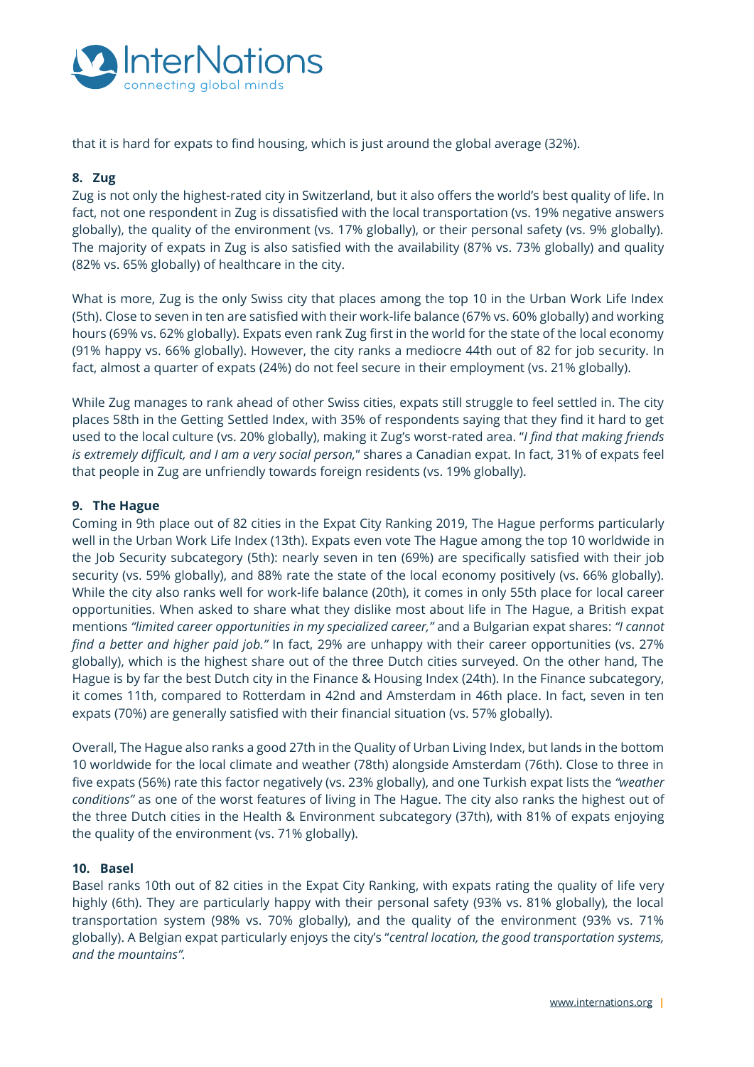that it is hard for expats to find housing, which is just around the global average (32%).

### 8. Zug

Zug is not only the highest-rated city in Switzerland, but it also offers the world's best quality of life. In fact, not one respondent in Zug is dissatisfied with the local transportation (vs. 19% negative answers globally), the quality of the environment (vs. 17% globally), or their personal safety (vs. 9% globally). The majority of expats in Zug is also satisfied with the availability (87% vs. 73% globally) and quality (82% vs. 65% globally) of healthcare in the city.

What is more, Zug is the only Swiss city that places among the top 10 in the Urban Work Life Index (5th). Close to seven in ten are satisfied with their work-life balance (67% vs. 60% globally) and working hours (69% vs. 62% globally). Expats even rank Zug first in the world for the state of the local economy (91% happy vs. 66% globally). However, the city ranks a mediocre 44th out of 82 for job security. In fact, almost a quarter of expats (24%) do not feel secure in their employment (vs. 21% globally).

While Zug manages to rank ahead of other Swiss cities, expats still struggle to feel settled in. The city places 58th in the Getting Settled Index, with 35% of respondents saying that they find it hard to get used to the local culture (vs. 20% globally), making it Zug's worst-rated area. "*I find that making friends is extremely difficult, and I am a very social person,*" shares a Canadian expat. In fact, 31% of expats feel that people in Zug are unfriendly towards foreign residents (vs. 19% globally).

### 9. The Hague

Coming in 9th place out of 82 cities in the Expat City Ranking 2019, The Hague performs particularly well in the Urban Work Life Index (13th). Expats even vote The Hague among the top 10 worldwide in the Job Security subcategory (5th): nearly seven in ten (69%) are specifically satisfied with their job security (vs. 59% globally), and 88% rate the state of the local economy positively (vs. 66% globally). While the city also ranks well for work-life balance (20th), it comes in only 55th place for local career opportunities. When asked to share what they dislike most about life in The Hague, a British expat mentions *"limited career opportunities in my specialized career,"* and a Bulgarian expat shares: *"I cannot find a better and higher paid job."* In fact, 29% are unhappy with their career opportunities (vs. 27% globally), which is the highest share out of the three Dutch cities surveyed. On the other hand, The Hague is by far the best Dutch city in the Finance & Housing Index (24th). In the Finance subcategory, it comes 11th, compared to Rotterdam in 42nd and Amsterdam in 46th place. In fact, seven in ten expats (70%) are generally satisfied with their financial situation (vs. 57% globally).

Overall, The Hague also ranks a good 27th in the Quality of Urban Living Index, but lands in the bottom 10 worldwide for the local climate and weather (78th) alongside Amsterdam (76th). Close to three in five expats (56%) rate this factor negatively (vs. 23% globally), and one Turkish expat lists the *"weather conditions"* as one of the worst features of living in The Hague. The city also ranks the highest out of the three Dutch cities in the Health & Environment subcategory (37th), with 81% of expats enjoying the quality of the environment (vs. 71% globally).

### 10. Basel

Basel ranks 10th out of 82 cities in the Expat City Ranking, with expats rating the quality of life very highly (6th). They are particularly happy with their personal safety (93% vs. 81% globally), the local transportation system (98% vs. 70% globally), and the quality of the environment (93% vs. 71% globally). A Belgian expat particularly enjoys the city's "*central location, the good transportation systems, and the mountains".*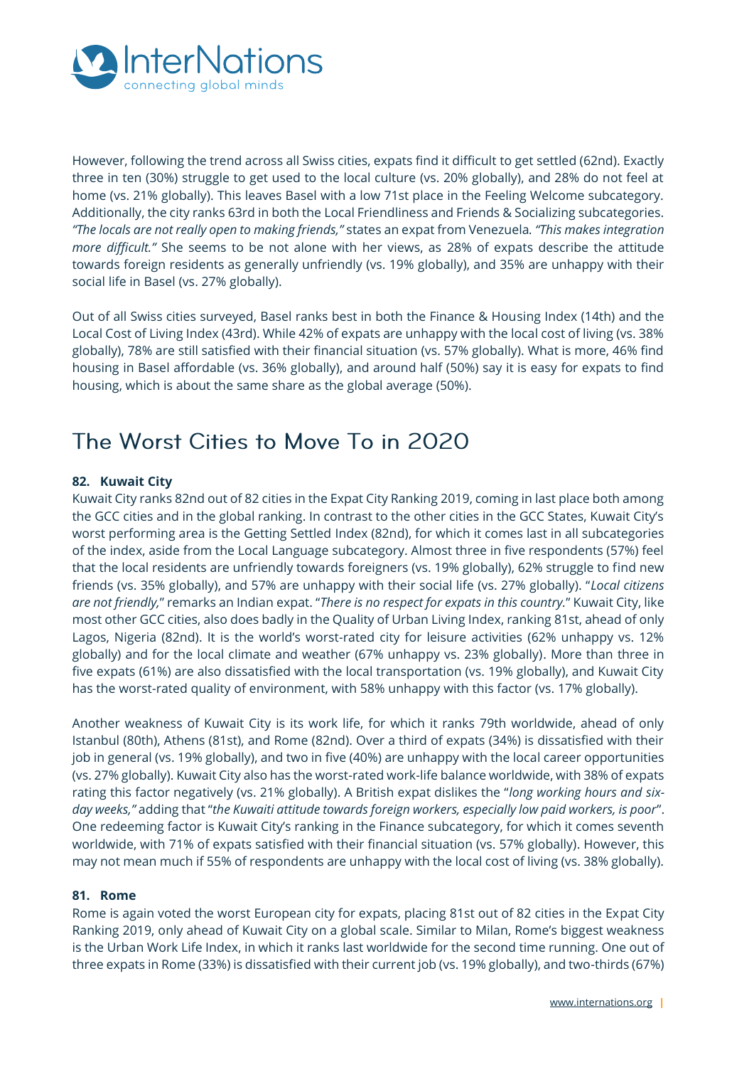However, following the trend across all Swiss cities, expats find it difficult to get settled (62nd). Exactly three in ten (30%) struggle to get used to the local culture (vs. 20% globally), and 28% do not feel at home (vs. 21% globally). This leaves Basel with a low 71st place in the Feeling Welcome subcategory. Additionally, the city ranks 63rd in both the Local Friendliness and Friends & Socializing subcategories. *"The locals are not really open to making friends,"* states an expat from Venezuela. *"This makes integration more difficult."* She seems to be not alone with her views, as 28% of expats describe the attitude towards foreign residents as generally unfriendly (vs. 19% globally), and 35% are unhappy with their social life in Basel (vs. 27% globally).

Out of all Swiss cities surveyed, Basel ranks best in both the Finance & Housing Index (14th) and the Local Cost of Living Index (43rd). While 42% of expats are unhappy with the local cost of living (vs. 38% globally), 78% are still satisfied with their financial situation (vs. 57% globally). What is more, 46% find housing in Basel affordable (vs. 36% globally), and around half (50%) say it is easy for expats to find housing, which is about the same share as the global average (50%).

## The Worst Cities to Move To in 2020

**82. Kuwait City**

Kuwait City ranks 82nd out of 82 cities in the Expat City Ranking 2019, coming in last place both among the GCC cities and in the global ranking. In contrast to the other cities in the GCC States, Kuwait City's worst performing area is the Getting Settled Index (82nd), for which it comes last in all subcategories of the index, aside from the Local Language subcategory. Almost three in five respondents (57%) feel that the local residents are unfriendly towards foreigners (vs. 19% globally), 62% struggle to find new friends (vs. 35% globally), and 57% are unhappy with their social life (vs. 27% globally). "*Local citizens are not friendly,*" remarks an Indian expat. "*There is no respect for expats in this country.*" Kuwait City, like most other GCC cities, also does badly in the Quality of Urban Living Index, ranking 81st, ahead of only Lagos, Nigeria (82nd). It is the world's worst-rated city for leisure activities (62% unhappy vs. 12% globally) and for the local climate and weather (67% unhappy vs. 23% globally). More than three in five expats (61%) are also dissatisfied with the local transportation (vs. 19% globally), and Kuwait City has the worst-rated quality of environment, with 58% unhappy with this factor (vs. 17% globally).

Another weakness of Kuwait City is its work life, for which it ranks 79th worldwide, ahead of only Istanbul (80th), Athens (81st), and Rome (82nd). Over a third of expats (34%) is dissatisfied with their job in general (vs. 19% globally), and two in five (40%) are unhappy with the local career opportunities (vs. 27% globally). Kuwait City also has the worst-rated work-life balance worldwide, with 38% of expats rating this factor negatively (vs. 21% globally). A British expat dislikes the "*long working hours and six-day weeks,*" adding that "*the Kuwaiti attitude towards foreign workers, especially low paid workers, is poor*". One redeeming factor is Kuwait City's ranking in the Finance subcategory, for which it comes seventh worldwide, with 71% of expats satisfied with their financial situation (vs. 57% globally). However, this may not mean much if 55% of respondents are unhappy with the local cost of living (vs. 38% globally).

**81. Rome**

Rome is again voted the worst European city for expats, placing 81st out of 82 cities in the Expat City Ranking 2019, only ahead of Kuwait City on a global scale. Similar to Milan, Rome's biggest weakness is the Urban Work Life Index, in which it ranks last worldwide for the second time running. One out of three expats in Rome (33%) is dissatisfied with their current job (vs. 19% globally), and two-thirds (67%)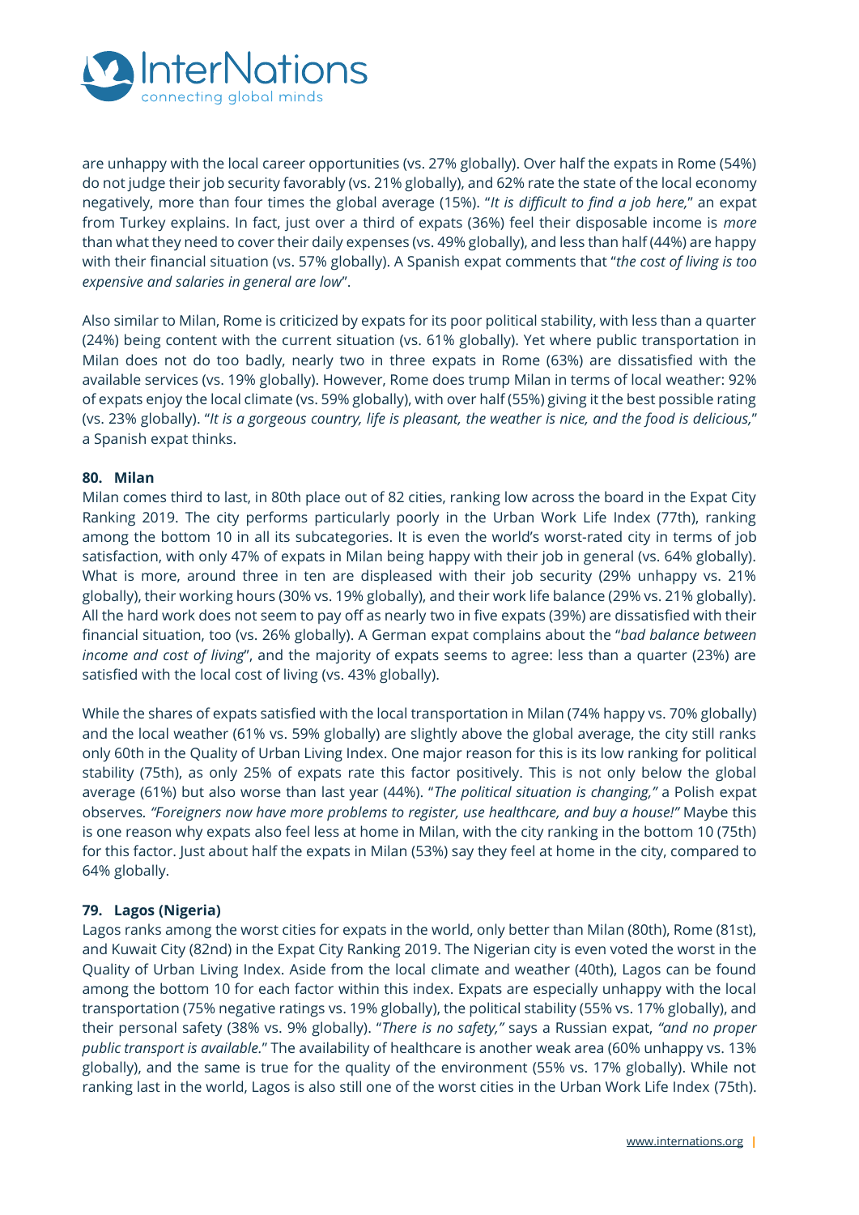are unhappy with the local career opportunities (vs. 27% globally). Over half the expats in Rome (54%) do not judge their job security favorably (vs. 21% globally), and 62% rate the state of the local economy negatively, more than four times the global average (15%). "*It is difficult to find a job here,*" an expat from Turkey explains. In fact, just over a third of expats (36%) feel their disposable income is *more* than what they need to cover their daily expenses (vs. 49% globally), and less than half (44%) are happy with their financial situation (vs. 57% globally). A Spanish expat comments that "*the cost of living is too expensive and salaries in general are low*".

Also similar to Milan, Rome is criticized by expats for its poor political stability, with less than a quarter (24%) being content with the current situation (vs. 61% globally). Yet where public transportation in Milan does not do too badly, nearly two in three expats in Rome (63%) are dissatisfied with the available services (vs. 19% globally). However, Rome does trump Milan in terms of local weather: 92% of expats enjoy the local climate (vs. 59% globally), with over half (55%) giving it the best possible rating (vs. 23% globally). "*It is a gorgeous country, life is pleasant, the weather is nice, and the food is delicious,*" a Spanish expat thinks.

### 80. Milan

Milan comes third to last, in 80th place out of 82 cities, ranking low across the board in the Expat City Ranking 2019. The city performs particularly poorly in the Urban Work Life Index (77th), ranking among the bottom 10 in all its subcategories. It is even the world's worst-rated city in terms of job satisfaction, with only 47% of expats in Milan being happy with their job in general (vs. 64% globally). What is more, around three in ten are displeased with their job security (29% unhappy vs. 21% globally), their working hours (30% vs. 19% globally), and their work life balance (29% vs. 21% globally). All the hard work does not seem to pay off as nearly two in five expats (39%) are dissatisfied with their financial situation, too (vs. 26% globally). A German expat complains about the "*bad balance between income and cost of living*", and the majority of expats seems to agree: less than a quarter (23%) are satisfied with the local cost of living (vs. 43% globally).

While the shares of expats satisfied with the local transportation in Milan (74% happy vs. 70% globally) and the local weather (61% vs. 59% globally) are slightly above the global average, the city still ranks only 60th in the Quality of Urban Living Index. One major reason for this is its low ranking for political stability (75th), as only 25% of expats rate this factor positively. This is not only below the global average (61%) but also worse than last year (44%). "*The political situation is changing,*" a Polish expat observes. *"Foreigners now have more problems to register, use healthcare, and buy a house!"* Maybe this is one reason why expats also feel less at home in Milan, with the city ranking in the bottom 10 (75th) for this factor. Just about half the expats in Milan (53%) say they feel at home in the city, compared to 64% globally.

### 79. Lagos (Nigeria)

Lagos ranks among the worst cities for expats in the world, only better than Milan (80th), Rome (81st), and Kuwait City (82nd) in the Expat City Ranking 2019. The Nigerian city is even voted the worst in the Quality of Urban Living Index. Aside from the local climate and weather (40th), Lagos can be found among the bottom 10 for each factor within this index. Expats are especially unhappy with the local transportation (75% negative ratings vs. 19% globally), the political stability (55% vs. 17% globally), and their personal safety (38% vs. 9% globally). "*There is no safety,*" says a Russian expat, *"and no proper public transport is available.*" The availability of healthcare is another weak area (60% unhappy vs. 13% globally), and the same is true for the quality of the environment (55% vs. 17% globally). While not ranking last in the world, Lagos is also still one of the worst cities in the Urban Work Life Index (75th).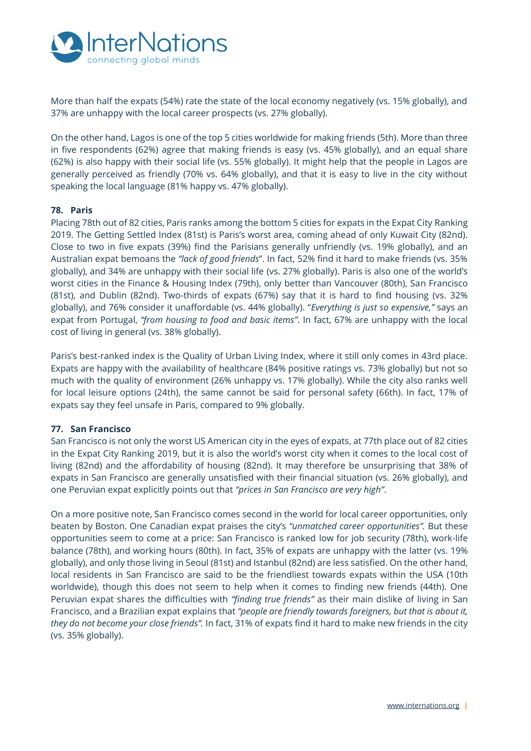More than half the expats (54%) rate the state of the local economy negatively (vs. 15% globally), and 37% are unhappy with the local career prospects (vs. 27% globally).

On the other hand, Lagos is one of the top 5 cities worldwide for making friends (5th). More than three in five respondents (62%) agree that making friends is easy (vs. 45% globally), and an equal share (62%) is also happy with their social life (vs. 55% globally). It might help that the people in Lagos are generally perceived as friendly (70% vs. 64% globally), and that it is easy to live in the city without speaking the local language (81% happy vs. 47% globally).

### 78. Paris

Placing 78th out of 82 cities, Paris ranks among the bottom 5 cities for expats in the Expat City Ranking 2019. The Getting Settled Index (81st) is Paris's worst area, coming ahead of only Kuwait City (82nd). Close to two in five expats (39%) find the Parisians generally unfriendly (vs. 19% globally), and an Australian expat bemoans the *"lack of good friends*". In fact, 52% find it hard to make friends (vs. 35% globally), and 34% are unhappy with their social life (vs. 27% globally). Paris is also one of the world's worst cities in the Finance & Housing Index (79th), only better than Vancouver (80th), San Francisco (81st), and Dublin (82nd). Two-thirds of expats (67%) say that it is hard to find housing (vs. 32% globally), and 76% consider it unaffordable (vs. 44% globally). "*Everything is just so expensive,"* says an expat from Portugal, *"from housing to food and basic items"*. In fact, 67% are unhappy with the local cost of living in general (vs. 38% globally).

Paris's best-ranked index is the Quality of Urban Living Index, where it still only comes in 43rd place. Expats are happy with the availability of healthcare (84% positive ratings vs. 73% globally) but not so much with the quality of environment (26% unhappy vs. 17% globally). While the city also ranks well for local leisure options (24th), the same cannot be said for personal safety (66th). In fact, 17% of expats say they feel unsafe in Paris, compared to 9% globally.

### 77. San Francisco

San Francisco is not only the worst US American city in the eyes of expats, at 77th place out of 82 cities in the Expat City Ranking 2019, but it is also the world's worst city when it comes to the local cost of living (82nd) and the affordability of housing (82nd). It may therefore be unsurprising that 38% of expats in San Francisco are generally unsatisfied with their financial situation (vs. 26% globally), and one Peruvian expat explicitly points out that *"prices in San Francisco are very high"*.

On a more positive note, San Francisco comes second in the world for local career opportunities, only beaten by Boston. One Canadian expat praises the city's *"unmatched career opportunities".* But these opportunities seem to come at a price: San Francisco is ranked low for job security (78th), work-life balance (78th), and working hours (80th). In fact, 35% of expats are unhappy with the latter (vs. 19% globally), and only those living in Seoul (81st) and Istanbul (82nd) are less satisfied. On the other hand, local residents in San Francisco are said to be the friendliest towards expats within the USA (10th worldwide), though this does not seem to help when it comes to finding new friends (44th). One Peruvian expat shares the difficulties with *"finding true friends"* as their main dislike of living in San Francisco, and a Brazilian expat explains that *"people are friendly towards foreigners, but that is about it, they do not become your close friends".* In fact, 31% of expats find it hard to make new friends in the city (vs. 35% globally).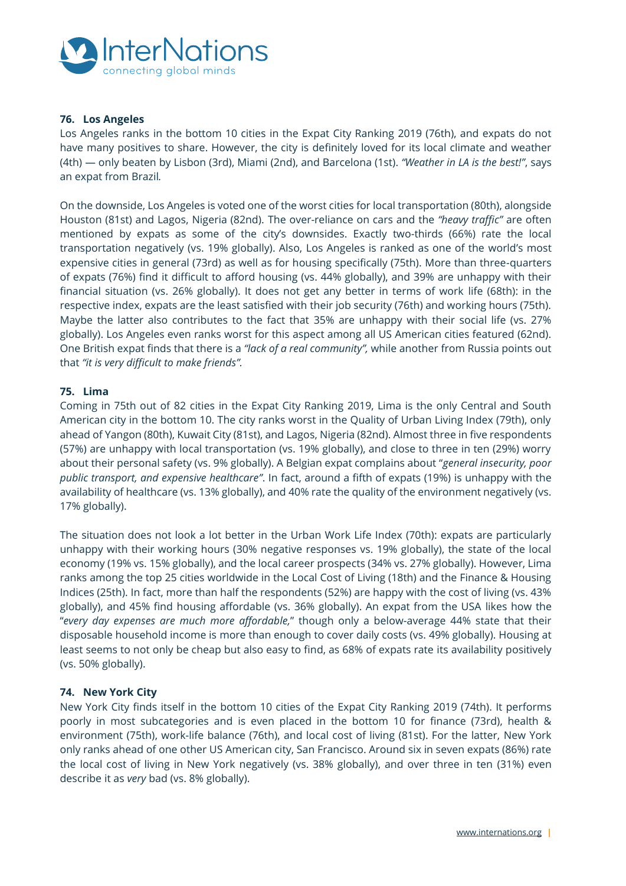### 76. Los Angeles

Los Angeles ranks in the bottom 10 cities in the Expat City Ranking 2019 (76th), and expats do not have many positives to share. However, the city is definitely loved for its local climate and weather (4th) — only beaten by Lisbon (3rd), Miami (2nd), and Barcelona (1st). *"Weather in LA is the best!"*, says an expat from Brazil.

On the downside, Los Angeles is voted one of the worst cities for local transportation (80th), alongside Houston (81st) and Lagos, Nigeria (82nd). The over-reliance on cars and the *"heavy traffic"* are often mentioned by expats as some of the city's downsides. Exactly two-thirds (66%) rate the local transportation negatively (vs. 19% globally). Also, Los Angeles is ranked as one of the world's most expensive cities in general (73rd) as well as for housing specifically (75th). More than three-quarters of expats (76%) find it difficult to afford housing (vs. 44% globally), and 39% are unhappy with their financial situation (vs. 26% globally). It does not get any better in terms of work life (68th): in the respective index, expats are the least satisfied with their job security (76th) and working hours (75th). Maybe the latter also contributes to the fact that 35% are unhappy with their social life (vs. 27% globally). Los Angeles even ranks worst for this aspect among all US American cities featured (62nd). One British expat finds that there is a *"lack of a real community",* while another from Russia points out that *"it is very difficult to make friends".*

### 75. Lima

Coming in 75th out of 82 cities in the Expat City Ranking 2019, Lima is the only Central and South American city in the bottom 10. The city ranks worst in the Quality of Urban Living Index (79th), only ahead of Yangon (80th), Kuwait City (81st), and Lagos, Nigeria (82nd). Almost three in five respondents (57%) are unhappy with local transportation (vs. 19% globally), and close to three in ten (29%) worry about their personal safety (vs. 9% globally). A Belgian expat complains about "*general insecurity, poor public transport, and expensive healthcare"*. In fact, around a fifth of expats (19%) is unhappy with the availability of healthcare (vs. 13% globally), and 40% rate the quality of the environment negatively (vs. 17% globally).

The situation does not look a lot better in the Urban Work Life Index (70th): expats are particularly unhappy with their working hours (30% negative responses vs. 19% globally), the state of the local economy (19% vs. 15% globally), and the local career prospects (34% vs. 27% globally). However, Lima ranks among the top 25 cities worldwide in the Local Cost of Living (18th) and the Finance & Housing Indices (25th). In fact, more than half the respondents (52%) are happy with the cost of living (vs. 43% globally), and 45% find housing affordable (vs. 36% globally). An expat from the USA likes how the "*every day expenses are much more affordable,*" though only a below-average 44% state that their disposable household income is more than enough to cover daily costs (vs. 49% globally). Housing at least seems to not only be cheap but also easy to find, as 68% of expats rate its availability positively (vs. 50% globally).

### 74. New York City

New York City finds itself in the bottom 10 cities of the Expat City Ranking 2019 (74th). It performs poorly in most subcategories and is even placed in the bottom 10 for finance (73rd), health & environment (75th), work-life balance (76th), and local cost of living (81st). For the latter, New York only ranks ahead of one other US American city, San Francisco. Around six in seven expats (86%) rate the local cost of living in New York negatively (vs. 38% globally), and over three in ten (31%) even describe it as *very* bad (vs. 8% globally).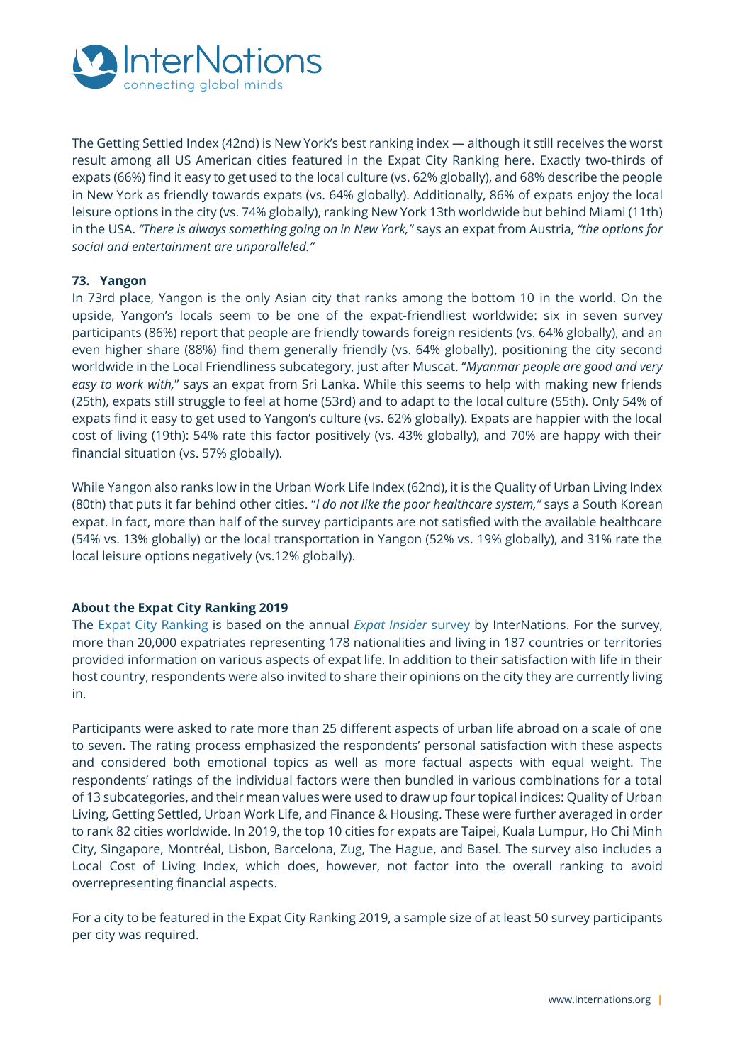The Getting Settled Index (42nd) is New York's best ranking index — although it still receives the worst result among all US American cities featured in the Expat City Ranking here. Exactly two-thirds of expats (66%) find it easy to get used to the local culture (vs. 62% globally), and 68% describe the people in New York as friendly towards expats (vs. 64% globally). Additionally, 86% of expats enjoy the local leisure options in the city (vs. 74% globally), ranking New York 13th worldwide but behind Miami (11th) in the USA. *"There is always something going on in New York,"* says an expat from Austria, *"the options for social and entertainment are unparalleled."*

### 73. Yangon

In 73rd place, Yangon is the only Asian city that ranks among the bottom 10 in the world. On the upside, Yangon's locals seem to be one of the expat-friendliest worldwide: six in seven survey participants (86%) report that people are friendly towards foreign residents (vs. 64% globally), and an even higher share (88%) find them generally friendly (vs. 64% globally), positioning the city second worldwide in the Local Friendliness subcategory, just after Muscat. "*Myanmar people are good and very easy to work with,*" says an expat from Sri Lanka. While this seems to help with making new friends (25th), expats still struggle to feel at home (53rd) and to adapt to the local culture (55th). Only 54% of expats find it easy to get used to Yangon's culture (vs. 62% globally). Expats are happier with the local cost of living (19th): 54% rate this factor positively (vs. 43% globally), and 70% are happy with their financial situation (vs. 57% globally).

While Yangon also ranks low in the Urban Work Life Index (62nd), it is the Quality of Urban Living Index (80th) that puts it far behind other cities. "*I do not like the poor healthcare system,*" says a South Korean expat. In fact, more than half of the survey participants are not satisfied with the available healthcare (54% vs. 13% globally) or the local transportation in Yangon (52% vs. 19% globally), and 31% rate the local leisure options negatively (vs.12% globally).

### About the Expat City Ranking 2019

The Expat City Ranking is based on the annual *Expat Insider* survey by InterNations. For the survey, more than 20,000 expatriates representing 178 nationalities and living in 187 countries or territories provided information on various aspects of expat life. In addition to their satisfaction with life in their host country, respondents were also invited to share their opinions on the city they are currently living in.

Participants were asked to rate more than 25 different aspects of urban life abroad on a scale of one to seven. The rating process emphasized the respondents' personal satisfaction with these aspects and considered both emotional topics as well as more factual aspects with equal weight. The respondents' ratings of the individual factors were then bundled in various combinations for a total of 13 subcategories, and their mean values were used to draw up four topical indices: Quality of Urban Living, Getting Settled, Urban Work Life, and Finance & Housing. These were further averaged in order to rank 82 cities worldwide. In 2019, the top 10 cities for expats are Taipei, Kuala Lumpur, Ho Chi Minh City, Singapore, Montréal, Lisbon, Barcelona, Zug, The Hague, and Basel. The survey also includes a Local Cost of Living Index, which does, however, not factor into the overall ranking to avoid overrepresenting financial aspects.

For a city to be featured in the Expat City Ranking 2019, a sample size of at least 50 survey participants per city was required.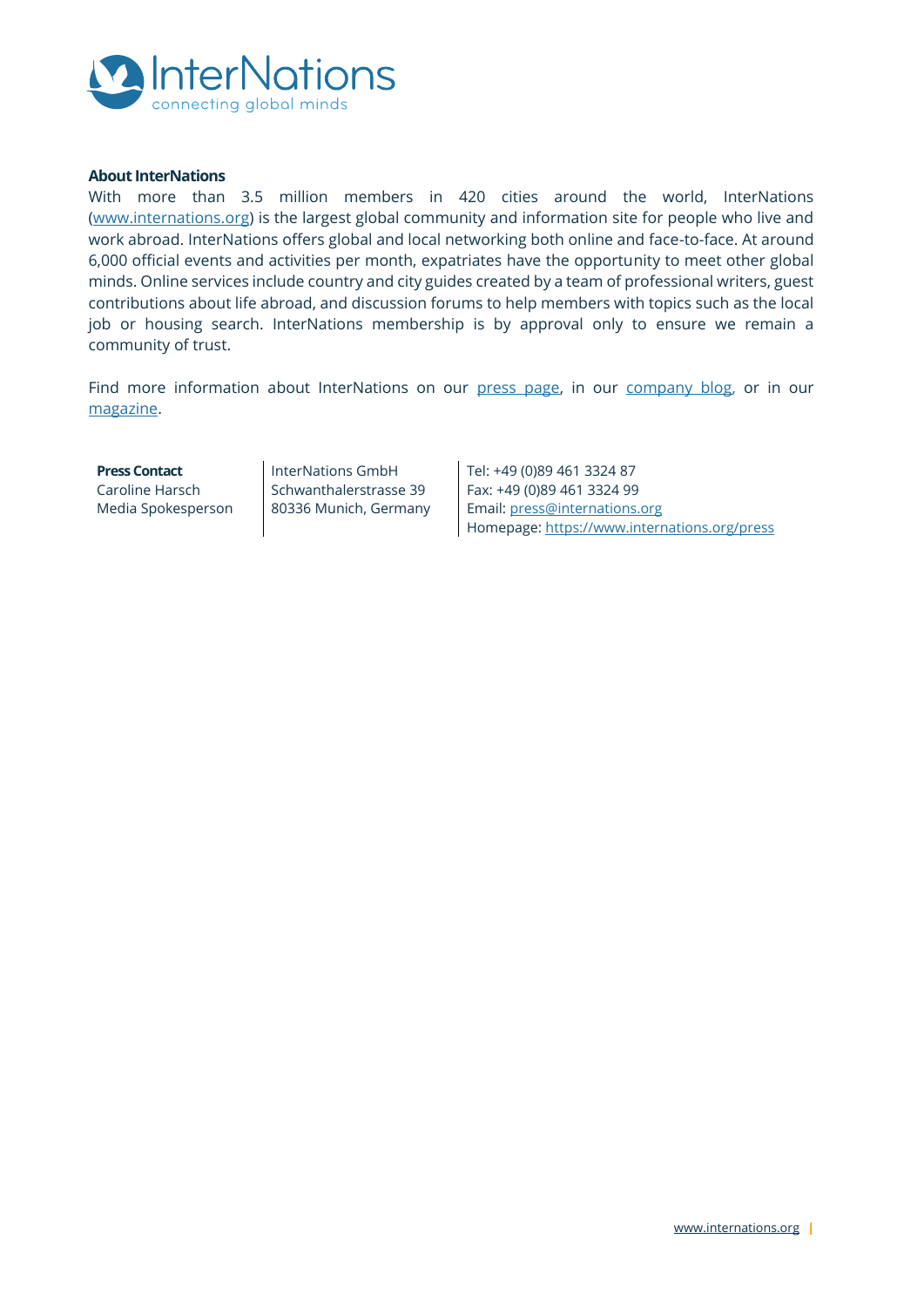**About InterNations**

With more than 3.5 million members in 420 cities around the world, InterNations (www.internations.org) is the largest global community and information site for people who live and work abroad. InterNations offers global and local networking both online and face-to-face. At around 6,000 official events and activities per month, expatriates have the opportunity to meet other global minds. Online services include country and city guides created by a team of professional writers, guest contributions about life abroad, and discussion forums to help members with topics such as the local job or housing search. InterNations membership is by approval only to ensure we remain a community of trust.

Find more information about InterNations on our press page, in our company blog, or in our magazine.

| | | |
|---|---|---|
| **Press Contact**<br>Caroline Harsch<br>Media Spokesperson | InterNations GmbH<br>Schwanthalerstrasse 39<br>80336 Munich, Germany | Tel: +49 (0)89 461 3324 87<br>Fax: +49 (0)89 461 3324 99<br>Email: press@internations.org<br>Homepage: https://www.internations.org/press |